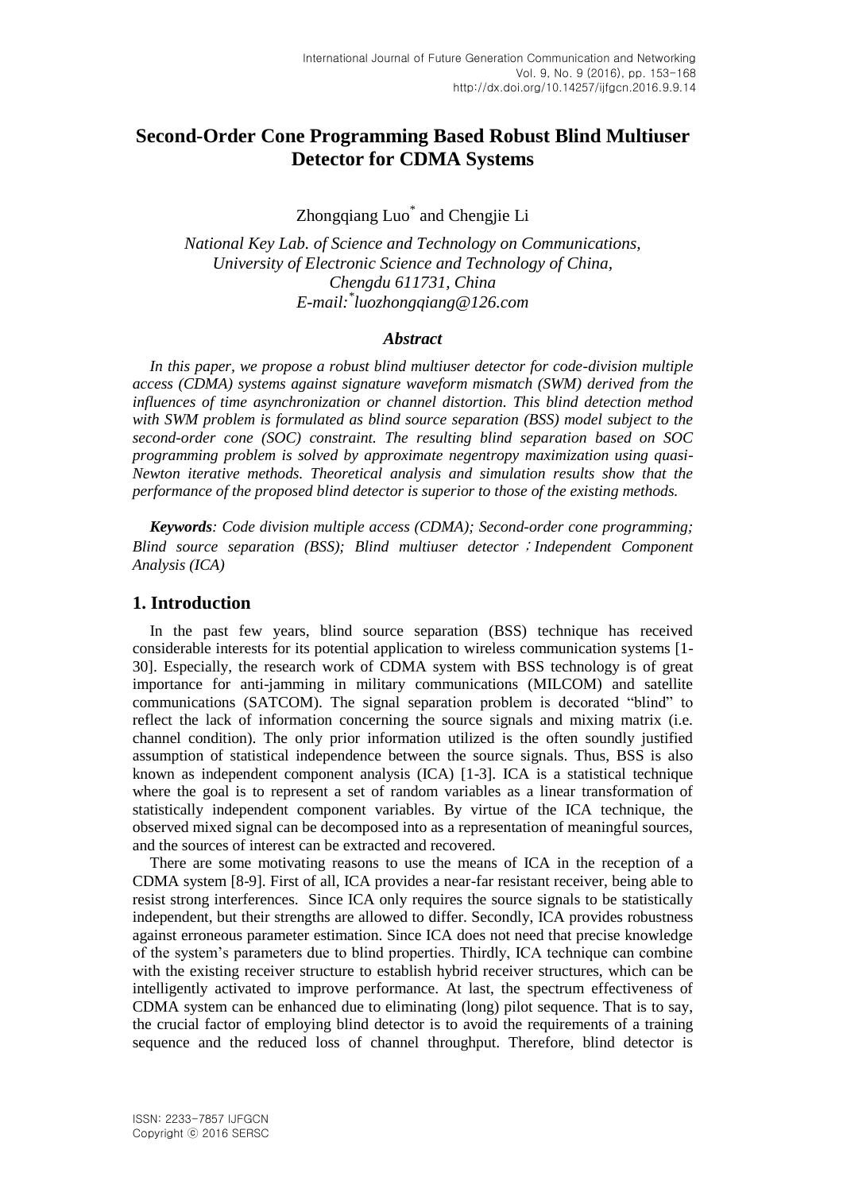# Second-Order Cone Programming Based Robust Blind Multiuser Detector for CDMA Systems

Zhongqiang Luo* and Chengjie Li

*National Key Lab. of Science and Technology on Communications,*
*University of Electronic Science and Technology of China,*
*Chengdu 611731, China*
*E-mail:*luozhongqiang@126.com*

### *Abstract*

*In this paper, we propose a robust blind multiuser detector for code-division multiple access (CDMA) systems against signature waveform mismatch (SWM) derived from the influences of time asynchronization or channel distortion. This blind detection method with SWM problem is formulated as blind source separation (BSS) model subject to the second-order cone (SOC) constraint. The resulting blind separation based on SOC programming problem is solved by approximate negentropy maximization using quasi-Newton iterative methods. Theoretical analysis and simulation results show that the performance of the proposed blind detector is superior to those of the existing methods.*

***Keywords****: Code division multiple access (CDMA); Second-order cone programming; Blind source separation (BSS); Blind multiuser detector；Independent Component Analysis (ICA)*

## 1. Introduction

In the past few years, blind source separation (BSS) technique has received considerable interests for its potential application to wireless communication systems [1-30]. Especially, the research work of CDMA system with BSS technology is of great importance for anti-jamming in military communications (MILCOM) and satellite communications (SATCOM). The signal separation problem is decorated "blind" to reflect the lack of information concerning the source signals and mixing matrix (i.e. channel condition). The only prior information utilized is the often soundly justified assumption of statistical independence between the source signals. Thus, BSS is also known as independent component analysis (ICA) [1-3]. ICA is a statistical technique where the goal is to represent a set of random variables as a linear transformation of statistically independent component variables. By virtue of the ICA technique, the observed mixed signal can be decomposed into as a representation of meaningful sources, and the sources of interest can be extracted and recovered.

There are some motivating reasons to use the means of ICA in the reception of a CDMA system [8-9]. First of all, ICA provides a near-far resistant receiver, being able to resist strong interferences. Since ICA only requires the source signals to be statistically independent, but their strengths are allowed to differ. Secondly, ICA provides robustness against erroneous parameter estimation. Since ICA does not need that precise knowledge of the system's parameters due to blind properties. Thirdly, ICA technique can combine with the existing receiver structure to establish hybrid receiver structures, which can be intelligently activated to improve performance. At last, the spectrum effectiveness of CDMA system can be enhanced due to eliminating (long) pilot sequence. That is to say, the crucial factor of employing blind detector is to avoid the requirements of a training sequence and the reduced loss of channel throughput. Therefore, blind detector is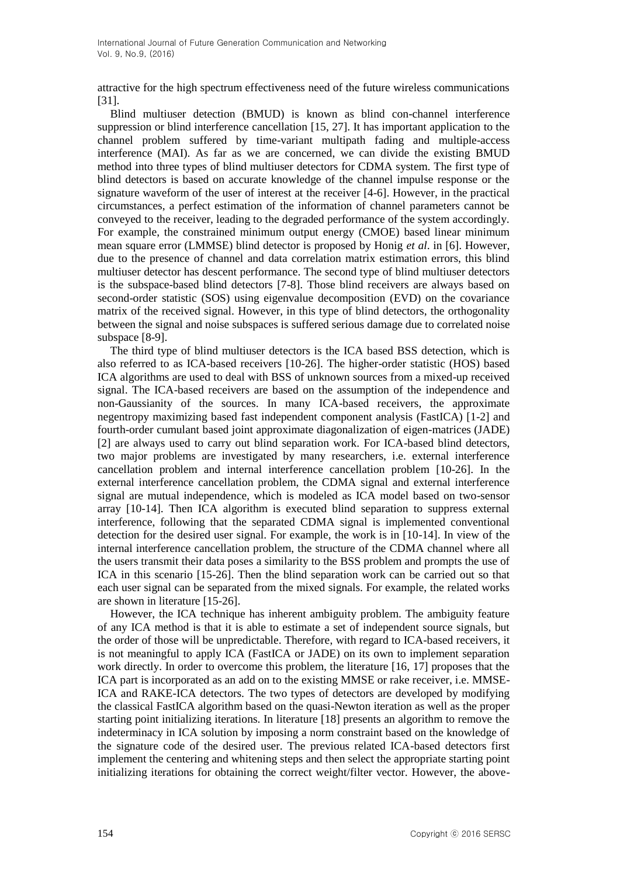attractive for the high spectrum effectiveness need of the future wireless communications [31].

Blind multiuser detection (BMUD) is known as blind con-channel interference suppression or blind interference cancellation [15, 27]. It has important application to the channel problem suffered by time-variant multipath fading and multiple-access interference (MAI). As far as we are concerned, we can divide the existing BMUD method into three types of blind multiuser detectors for CDMA system. The first type of blind detectors is based on accurate knowledge of the channel impulse response or the signature waveform of the user of interest at the receiver [4-6]. However, in the practical circumstances, a perfect estimation of the information of channel parameters cannot be conveyed to the receiver, leading to the degraded performance of the system accordingly. For example, the constrained minimum output energy (CMOE) based linear minimum mean square error (LMMSE) blind detector is proposed by Honig *et al*. in [6]. However, due to the presence of channel and data correlation matrix estimation errors, this blind multiuser detector has descent performance. The second type of blind multiuser detectors is the subspace-based blind detectors [7-8]. Those blind receivers are always based on second-order statistic (SOS) using eigenvalue decomposition (EVD) on the covariance matrix of the received signal. However, in this type of blind detectors, the orthogonality between the signal and noise subspaces is suffered serious damage due to correlated noise subspace [8-9].

The third type of blind multiuser detectors is the ICA based BSS detection, which is also referred to as ICA-based receivers [10-26]. The higher-order statistic (HOS) based ICA algorithms are used to deal with BSS of unknown sources from a mixed-up received signal. The ICA-based receivers are based on the assumption of the independence and non-Gaussianity of the sources. In many ICA-based receivers, the approximate negentropy maximizing based fast independent component analysis (FastICA) [1-2] and fourth-order cumulant based joint approximate diagonalization of eigen-matrices (JADE) [2] are always used to carry out blind separation work. For ICA-based blind detectors, two major problems are investigated by many researchers, i.e. external interference cancellation problem and internal interference cancellation problem [10-26]. In the external interference cancellation problem, the CDMA signal and external interference signal are mutual independence, which is modeled as ICA model based on two-sensor array [10-14]. Then ICA algorithm is executed blind separation to suppress external interference, following that the separated CDMA signal is implemented conventional detection for the desired user signal. For example, the work is in [10-14]. In view of the internal interference cancellation problem, the structure of the CDMA channel where all the users transmit their data poses a similarity to the BSS problem and prompts the use of ICA in this scenario [15-26]. Then the blind separation work can be carried out so that each user signal can be separated from the mixed signals. For example, the related works are shown in literature [15-26].

However, the ICA technique has inherent ambiguity problem. The ambiguity feature of any ICA method is that it is able to estimate a set of independent source signals, but the order of those will be unpredictable. Therefore, with regard to ICA-based receivers, it is not meaningful to apply ICA (FastICA or JADE) on its own to implement separation work directly. In order to overcome this problem, the literature [16, 17] proposes that the ICA part is incorporated as an add on to the existing MMSE or rake receiver, i.e. MMSE-ICA and RAKE-ICA detectors. The two types of detectors are developed by modifying the classical FastICA algorithm based on the quasi-Newton iteration as well as the proper starting point initializing iterations. In literature [18] presents an algorithm to remove the indeterminacy in ICA solution by imposing a norm constraint based on the knowledge of the signature code of the desired user. The previous related ICA-based detectors first implement the centering and whitening steps and then select the appropriate starting point initializing iterations for obtaining the correct weight/filter vector. However, the above-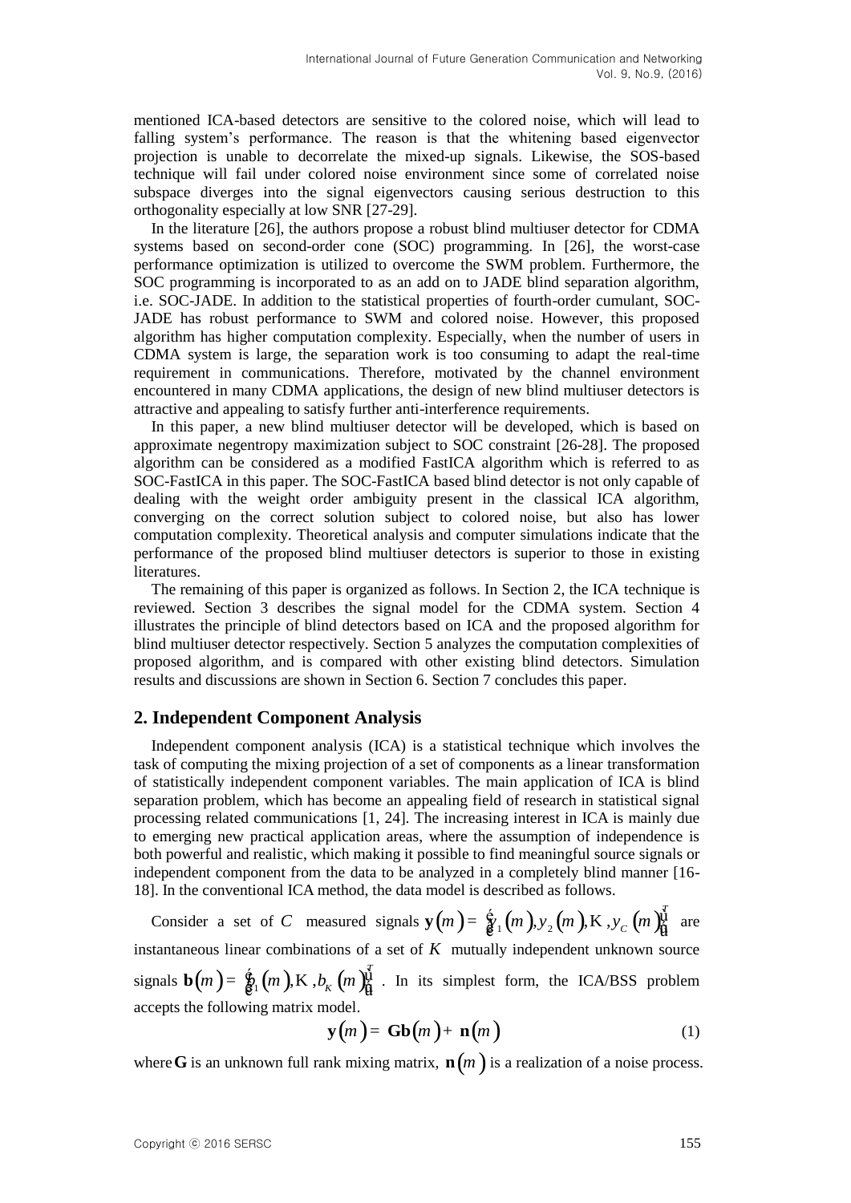mentioned ICA-based detectors are sensitive to the colored noise, which will lead to falling system's performance. The reason is that the whitening based eigenvector projection is unable to decorrelate the mixed-up signals. Likewise, the SOS-based technique will fail under colored noise environment since some of correlated noise subspace diverges into the signal eigenvectors causing serious destruction to this orthogonality especially at low SNR [27-29].

In the literature [26], the authors propose a robust blind multiuser detector for CDMA systems based on second-order cone (SOC) programming. In [26], the worst-case performance optimization is utilized to overcome the SWM problem. Furthermore, the SOC programming is incorporated to as an add on to JADE blind separation algorithm, i.e. SOC-JADE. In addition to the statistical properties of fourth-order cumulant, SOC-JADE has robust performance to SWM and colored noise. However, this proposed algorithm has higher computation complexity. Especially, when the number of users in CDMA system is large, the separation work is too consuming to adapt the real-time requirement in communications. Therefore, motivated by the channel environment encountered in many CDMA applications, the design of new blind multiuser detectors is attractive and appealing to satisfy further anti-interference requirements.

In this paper, a new blind multiuser detector will be developed, which is based on approximate negentropy maximization subject to SOC constraint [26-28]. The proposed algorithm can be considered as a modified FastICA algorithm which is referred to as SOC-FastICA in this paper. The SOC-FastICA based blind detector is not only capable of dealing with the weight order ambiguity present in the classical ICA algorithm, converging on the correct solution subject to colored noise, but also has lower computation complexity. Theoretical analysis and computer simulations indicate that the performance of the proposed blind multiuser detectors is superior to those in existing literatures.

The remaining of this paper is organized as follows. In Section 2, the ICA technique is reviewed. Section 3 describes the signal model for the CDMA system. Section 4 illustrates the principle of blind detectors based on ICA and the proposed algorithm for blind multiuser detector respectively. Section 5 analyzes the computation complexities of proposed algorithm, and is compared with other existing blind detectors. Simulation results and discussions are shown in Section 6. Section 7 concludes this paper.

## 2. Independent Component Analysis

Independent component analysis (ICA) is a statistical technique which involves the task of computing the mixing projection of a set of components as a linear transformation of statistically independent component variables. The main application of ICA is blind separation problem, which has become an appealing field of research in statistical signal processing related communications [1, 24]. The increasing interest in ICA is mainly due to emerging new practical application areas, where the assumption of independence is both powerful and realistic, which making it possible to find meaningful source signals or independent component from the data to be analyzed in a completely blind manner [16-18]. In the conventional ICA method, the data model is described as follows.

Consider a set of $C$ measured signals $\mathbf{y}(m) = \left[y_1(m), y_2(m), \ldots, y_C(m)\right]^T$ are instantaneous linear combinations of a set of $K$ mutually independent unknown source signals $\mathbf{b}(m) = \left[b_1(m), \ldots, b_K(m)\right]^T$. In its simplest form, the ICA/BSS problem accepts the following matrix model.

$$\mathbf{y}(m) = \mathbf{G}\mathbf{b}(m) + \mathbf{n}(m) \tag{1}$$

where $\mathbf{G}$ is an unknown full rank mixing matrix, $\mathbf{n}(m)$ is a realization of a noise process.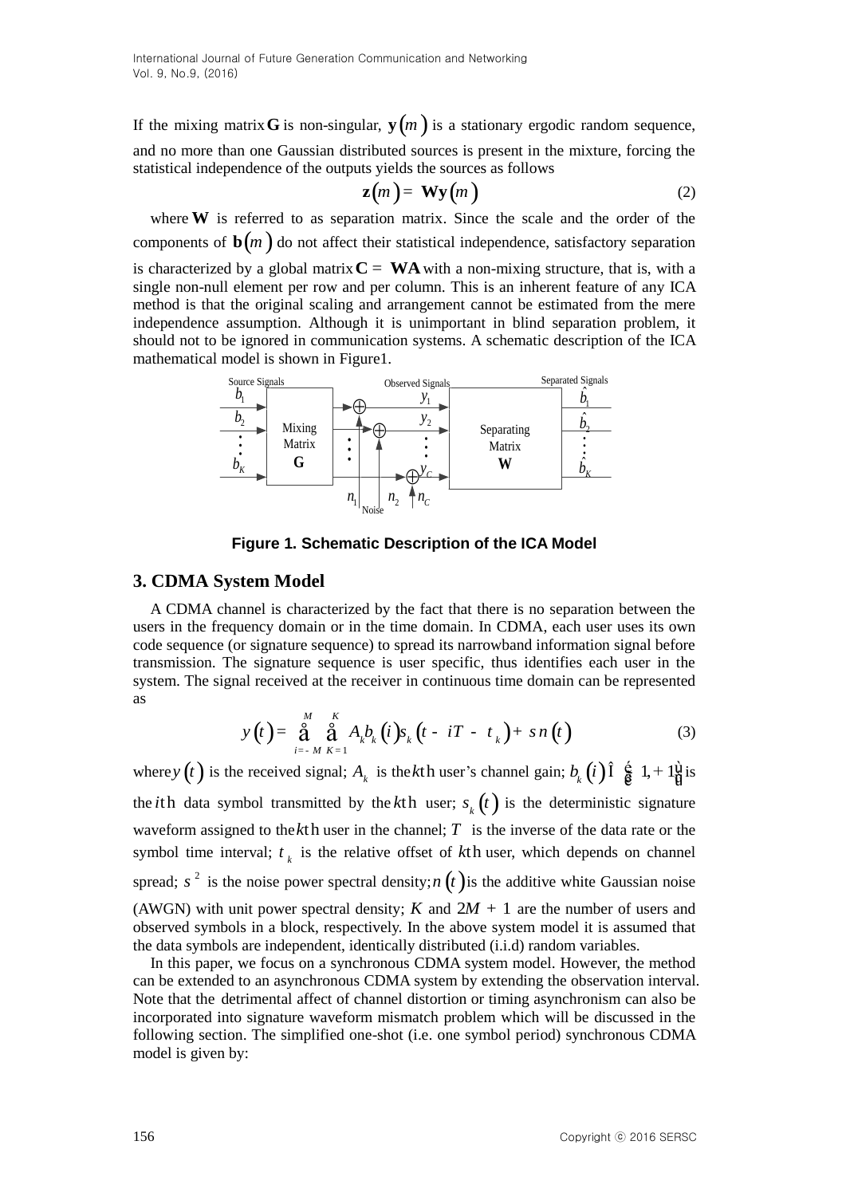If the mixing matrix $\mathbf{G}$ is non-singular, $\mathbf{y}(m)$ is a stationary ergodic random sequence, and no more than one Gaussian distributed sources is present in the mixture, forcing the statistical independence of the outputs yields the sources as follows

$$\mathbf{z}(m) = \mathbf{W}\mathbf{y}(m) \tag{2}$$

where $\mathbf{W}$ is referred to as separation matrix. Since the scale and the order of the components of $\mathbf{b}(m)$ do not affect their statistical independence, satisfactory separation is characterized by a global matrix $\mathbf{C} = \mathbf{W}\mathbf{A}$ with a non-mixing structure, that is, with a single non-null element per row and per column. This is an inherent feature of any ICA method is that the original scaling and arrangement cannot be estimated from the mere independence assumption. Although it is unimportant in blind separation problem, it should not to be ignored in communication systems. A schematic description of the ICA mathematical model is shown in Figure1.

**Figure 1. Schematic Description of the ICA Model**

## 3. CDMA System Model

A CDMA channel is characterized by the fact that there is no separation between the users in the frequency domain or in the time domain. In CDMA, each user uses its own code sequence (or signature sequence) to spread its narrowband information signal before transmission. The signature sequence is user specific, thus identifies each user in the system. The signal received at the receiver in continuous time domain can be represented as

$$y(t) = \sum_{i=-M}^{M} \sum_{K=1}^{K} A_k b_k(i) s_k(t - iT - \tau_k) + \sigma n(t) \tag{3}$$

where $y(t)$ is the received signal; $A_k$ is the $k$th user's channel gain; $b_k(i) \in \{-1, +1\}$ is the $i$th data symbol transmitted by the $k$th user; $s_k(t)$ is the deterministic signature waveform assigned to the $k$th user in the channel; $T$ is the inverse of the data rate or the symbol time interval; $\tau_k$ is the relative offset of $k$th user, which depends on channel spread; $\sigma^2$ is the noise power spectral density; $n(t)$ is the additive white Gaussian noise (AWGN) with unit power spectral density; $K$ and $2M + 1$ are the number of users and observed symbols in a block, respectively. In the above system model it is assumed that the data symbols are independent, identically distributed (i.i.d) random variables.

In this paper, we focus on a synchronous CDMA system model. However, the method can be extended to an asynchronous CDMA system by extending the observation interval. Note that the detrimental affect of channel distortion or timing asynchronism can also be incorporated into signature waveform mismatch problem which will be discussed in the following section. The simplified one-shot (i.e. one symbol period) synchronous CDMA model is given by: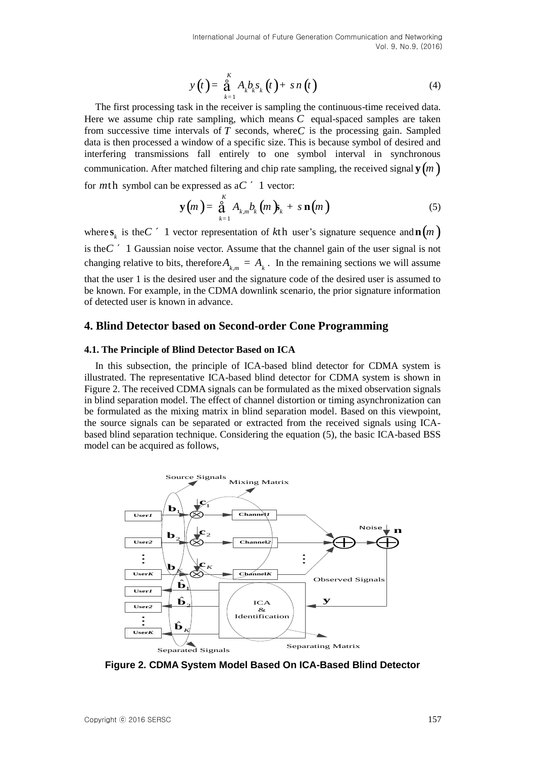$$y(t) = \sum_{k=1}^{K} A_k b_k s_k(t) + \sigma n(t) \tag{4}$$

The first processing task in the receiver is sampling the continuous-time received data. Here we assume chip rate sampling, which means $C$ equal-spaced samples are taken from successive time intervals of $T$ seconds, where $C$ is the processing gain. Sampled data is then processed a window of a specific size. This is because symbol of desired and interfering transmissions fall entirely to one symbol interval in synchronous communication. After matched filtering and chip rate sampling, the received signal $\mathbf{y}(m)$ for $m$th symbol can be expressed as a $C \times 1$ vector:

$$\mathbf{y}(m) = \sum_{k=1}^{K} A_{k,m} b_k(m) \mathbf{s}_k + \sigma \mathbf{n}(m) \tag{5}$$

where $\mathbf{s}_k$ is the $C \times 1$ vector representation of $k$th user's signature sequence and $\mathbf{n}(m)$ is the $C \times 1$ Gaussian noise vector. Assume that the channel gain of the user signal is not changing relative to bits, therefore $A_{k,m} = A_k$. In the remaining sections we will assume that the user 1 is the desired user and the signature code of the desired user is assumed to be known. For example, in the CDMA downlink scenario, the prior signature information of detected user is known in advance.

## 4. Blind Detector based on Second-order Cone Programming

### 4.1. The Principle of Blind Detector Based on ICA

In this subsection, the principle of ICA-based blind detector for CDMA system is illustrated. The representative ICA-based blind detector for CDMA system is shown in Figure 2. The received CDMA signals can be formulated as the mixed observation signals in blind separation model. The effect of channel distortion or timing asynchronization can be formulated as the mixing matrix in blind separation model. Based on this viewpoint, the source signals can be separated or extracted from the received signals using ICA-based blind separation technique. Considering the equation (5), the basic ICA-based BSS model can be acquired as follows,

**Figure 2. CDMA System Model Based On ICA-Based Blind Detector**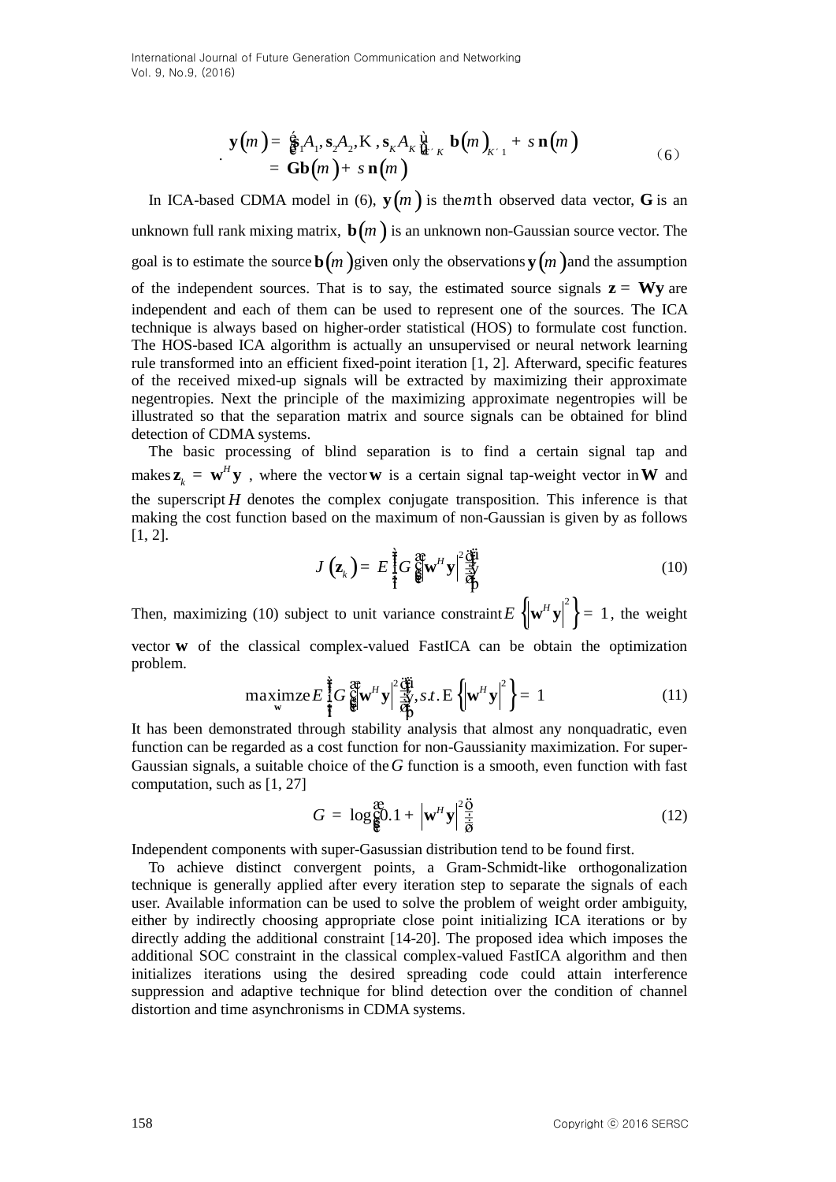$$
\begin{aligned}
\mathbf{y}(m) &= \left[\mathbf{s}_1 A_1, \mathbf{s}_2 A_2, \ldots, \mathbf{s}_K A_K\right]_{L \times K} \mathbf{b}(m)_{K \times 1} + s\,\mathbf{n}(m) \\
&= \mathbf{G}\mathbf{b}(m) + s\,\mathbf{n}(m)
\end{aligned}
\tag{6}
$$

In ICA-based CDMA model in (6), $\mathbf{y}(m)$ is the $m$th observed data vector, $\mathbf{G}$ is an unknown full rank mixing matrix, $\mathbf{b}(m)$ is an unknown non-Gaussian source vector. The goal is to estimate the source $\mathbf{b}(m)$ given only the observations $\mathbf{y}(m)$ and the assumption of the independent sources. That is to say, the estimated source signals $\mathbf{z} = \mathbf{W}\mathbf{y}$ are independent and each of them can be used to represent one of the sources. The ICA technique is always based on higher-order statistical (HOS) to formulate cost function. The HOS-based ICA algorithm is actually an unsupervised or neural network learning rule transformed into an efficient fixed-point iteration [1, 2]. Afterward, specific features of the received mixed-up signals will be extracted by maximizing their approximate negentropies. Next the principle of the maximizing approximate negentropies will be illustrated so that the separation matrix and source signals can be obtained for blind detection of CDMA systems.

The basic processing of blind separation is to find a certain signal tap and makes $\mathbf{z}_k = \mathbf{w}^H\mathbf{y}$ , where the vector $\mathbf{w}$ is a certain signal tap-weight vector in $\mathbf{W}$ and the superscript $H$ denotes the complex conjugate transposition. This inference is that making the cost function based on the maximum of non-Gaussian is given by as follows [1, 2].

$$
J(\mathbf{z}_k) = E\left\{G\left(\left|\mathbf{w}^H\mathbf{y}\right|^2\right)\right\}
\tag{10}
$$

Then, maximizing (10) subject to unit variance constraint $E\left\{\left|\mathbf{w}^H\mathbf{y}\right|^2\right\} = 1$, the weight vector $\mathbf{w}$ of the classical complex-valued FastICA can be obtain the optimization problem.

$$
\underset{\mathbf{w}}{\text{maximze}}\, E\left\{G\left(\left|\mathbf{w}^H\mathbf{y}\right|^2\right)\right\}, s.t.\, \mathrm{E}\left\{\left|\mathbf{w}^H\mathbf{y}\right|^2\right\} = 1
\tag{11}
$$

It has been demonstrated through stability analysis that almost any nonquadratic, even function can be regarded as a cost function for non-Gaussianity maximization. For super-Gaussian signals, a suitable choice of the $G$ function is a smooth, even function with fast computation, such as [1, 27]

$$
G = \log\left(0.1 + \left|\mathbf{w}^H\mathbf{y}\right|^2\right)
\tag{12}
$$

Independent components with super-Gasussian distribution tend to be found first.

To achieve distinct convergent points, a Gram-Schmidt-like orthogonalization technique is generally applied after every iteration step to separate the signals of each user. Available information can be used to solve the problem of weight order ambiguity, either by indirectly choosing appropriate close point initializing ICA iterations or by directly adding the additional constraint [14-20]. The proposed idea which imposes the additional SOC constraint in the classical complex-valued FastICA algorithm and then initializes iterations using the desired spreading code could attain interference suppression and adaptive technique for blind detection over the condition of channel distortion and time asynchronisms in CDMA systems.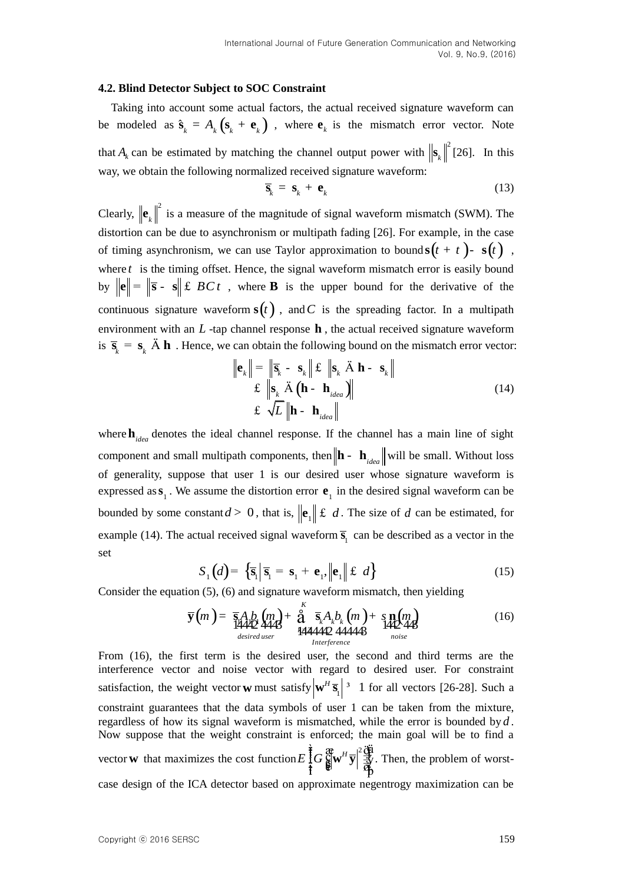### 4.2. Blind Detector Subject to SOC Constraint

Taking into account some actual factors, the actual received signature waveform can be modeled as $\hat{\mathbf{s}}_k = A_k(\mathbf{s}_k + \mathbf{e}_k)$, where $\mathbf{e}_k$ is the mismatch error vector. Note that $A_k$ can be estimated by matching the channel output power with $\|\mathbf{s}_k\|^2$ [26]. In this way, we obtain the following normalized received signature waveform:

$$\bar{\mathbf{s}}_k = \mathbf{s}_k + \mathbf{e}_k \tag{13}$$

Clearly, $\|\mathbf{e}_k\|^2$ is a measure of the magnitude of signal waveform mismatch (SWM). The distortion can be due to asynchronism or multipath fading [26]. For example, in the case of timing asynchronism, we can use Taylor approximation to bound $\mathbf{s}(t+\tau)-\mathbf{s}(t)$, where $\tau$ is the timing offset. Hence, the signal waveform mismatch error is easily bound by $\|\mathbf{e}\| = \|\bar{\mathbf{s}} - \mathbf{s}\| \le BC\tau$, where $\mathbf{B}$ is the upper bound for the derivative of the continuous signature waveform $\mathbf{s}(t)$, and $C$ is the spreading factor. In a multipath environment with an $L$-tap channel response $\mathbf{h}$, the actual received signature waveform is $\bar{\mathbf{s}}_k = \mathbf{s}_k \otimes \mathbf{h}$. Hence, we can obtain the following bound on the mismatch error vector:

$$\begin{aligned}
\|\mathbf{e}_k\| = \|\bar{\mathbf{s}}_k - \mathbf{s}_k\| &\le \|\mathbf{s}_k \otimes \mathbf{h} - \mathbf{s}_k\| \\
&\le \|\mathbf{s}_k \otimes (\mathbf{h} - \mathbf{h}_{idea})\| \\
&\le \sqrt{L}\,\|\mathbf{h} - \mathbf{h}_{idea}\|
\end{aligned} \tag{14}$$

where $\mathbf{h}_{idea}$ denotes the ideal channel response. If the channel has a main line of sight component and small multipath components, then $\|\mathbf{h} - \mathbf{h}_{idea}\|$ will be small. Without loss of generality, suppose that user 1 is our desired user whose signature waveform is expressed as $\mathbf{s}_1$. We assume the distortion error $\mathbf{e}_1$ in the desired signal waveform can be bounded by some constant $d > 0$, that is, $\|\mathbf{e}_1\| \le d$. The size of $d$ can be estimated, for example (14). The actual received signal waveform $\bar{\mathbf{s}}_1$ can be described as a vector in the set

$$S_1(d) = \left\{ \bar{\mathbf{s}}_1 \,\middle|\, \bar{\mathbf{s}}_1 = \mathbf{s}_1 + \mathbf{e}_1, \|\mathbf{e}_1\| \le d \right\} \tag{15}$$

Consider the equation (5), (6) and signature waveform mismatch, then yielding

$$\bar{\mathbf{y}}(m) = \underbrace{\bar{\mathbf{s}}_1 A_1 b_1(m)}_{desired\,user} + \underbrace{\sum_{k=2}^{K} \bar{\mathbf{s}}_k A_k b_k(m)}_{Interference} + \underbrace{\sigma \mathbf{n}(m)}_{noise} \tag{16}$$

From (16), the first term is the desired user, the second and third terms are the interference vector and noise vector with regard to desired user. For constraint satisfaction, the weight vector $\mathbf{w}$ must satisfy $\left|\mathbf{w}^H \bar{\mathbf{s}}_1\right| \ge 1$ for all vectors [26-28]. Such a constraint guarantees that the data symbols of user 1 can be taken from the mixture, regardless of how its signal waveform is mismatched, while the error is bounded by $d$. Now suppose that the weight constraint is enforced; the main goal will be to find a vector $\mathbf{w}$ that maximizes the cost function $E\left\{ G\left( \left|\mathbf{w}^H \bar{\mathbf{y}}\right|^2 \right) \right\}$. Then, the problem of worst-case design of the ICA detector based on approximate negentrogy maximization can be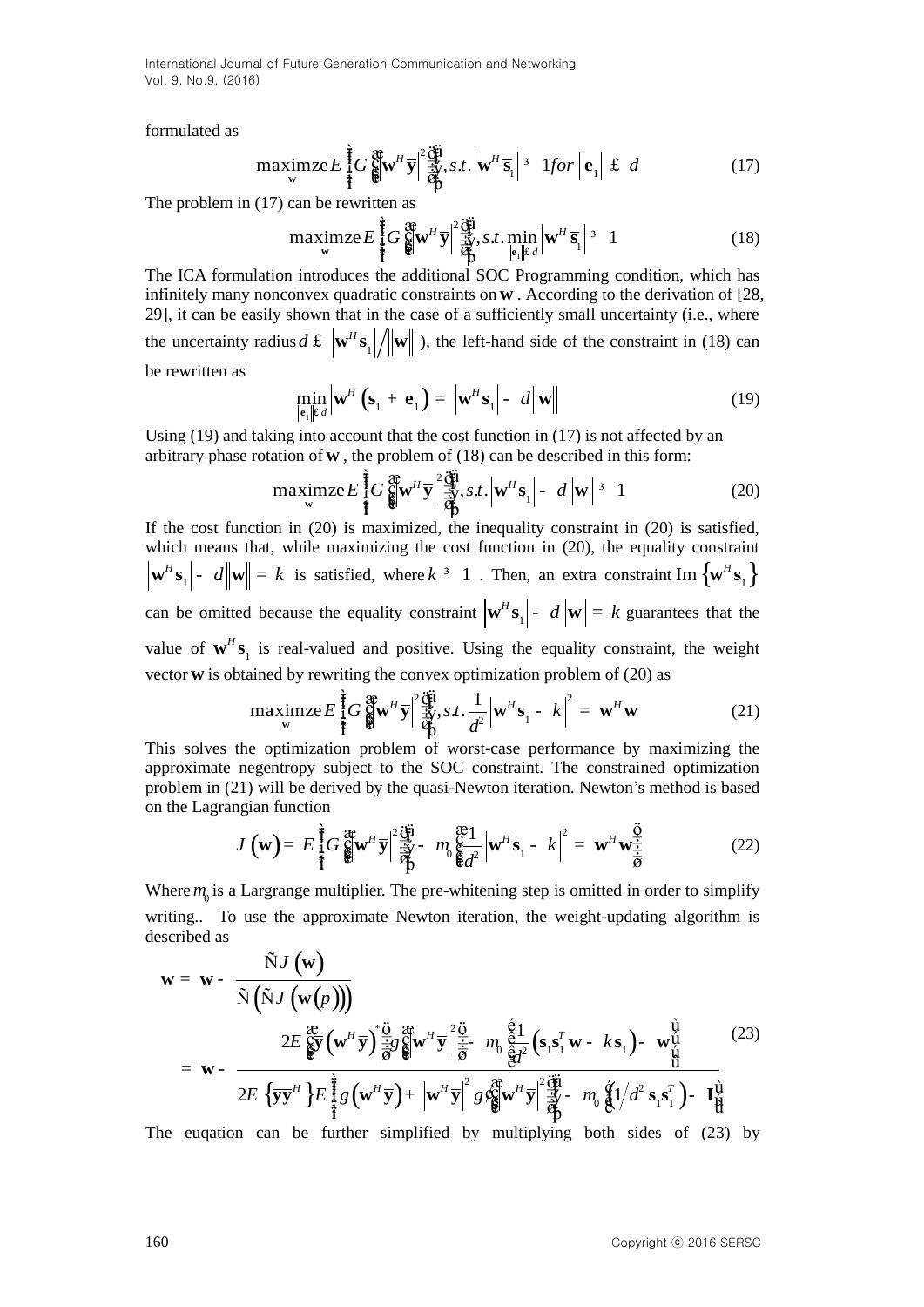formulated as

$$\underset{\mathbf{w}}{\text{maximze}} E\left\{G\left(\left|\mathbf{w}^H \bar{\mathbf{y}}\right|^2\right)\right\}, s.t. \left|\mathbf{w}^H \bar{\mathbf{s}}_1\right| \geq 1 for \left\|\mathbf{e}_1\right\| \leq d \quad (17)$$

The problem in (17) can be rewritten as

$$\underset{\mathbf{w}}{\text{maximze}} E\left\{G\left(\left|\mathbf{w}^H \bar{\mathbf{y}}\right|^2\right)\right\}, s.t. \min_{\left\|\mathbf{e}_1\right\| \leq d} \left|\mathbf{w}^H \bar{\mathbf{s}}_1\right| \geq 1 \quad (18)$$

The ICA formulation introduces the additional SOC Programming condition, which has infinitely many nonconvex quadratic constraints on $\mathbf{w}$. According to the derivation of [28, 29], it can be easily shown that in the case of a sufficiently small uncertainty (i.e., where the uncertainty radius $d \leq \left|\mathbf{w}^H \mathbf{s}_1\right| / \left\|\mathbf{w}\right\|$ ), the left-hand side of the constraint in (18) can be rewritten as

$$\min_{\left\|\mathbf{e}_1\right\| \leq d} \left|\mathbf{w}^H \left(\mathbf{s}_1 + \mathbf{e}_1\right)\right| = \left|\mathbf{w}^H \mathbf{s}_1\right| - d\left\|\mathbf{w}\right\| \quad (19)$$

Using (19) and taking into account that the cost function in (17) is not affected by an arbitrary phase rotation of $\mathbf{w}$, the problem of (18) can be described in this form:

$$\underset{\mathbf{w}}{\text{maximze}} E\left\{G\left(\left|\mathbf{w}^H \bar{\mathbf{y}}\right|^2\right)\right\}, s.t. \left|\mathbf{w}^H \mathbf{s}_1\right| - d\left\|\mathbf{w}\right\| \geq 1 \quad (20)$$

If the cost function in (20) is maximized, the inequality constraint in (20) is satisfied, which means that, while maximizing the cost function in (20), the equality constraint $\left|\mathbf{w}^H \mathbf{s}_1\right| - d\left\|\mathbf{w}\right\| = k$ is satisfied, where $k \geq 1$. Then, an extra constraint $\text{Im}\left\{\mathbf{w}^H \mathbf{s}_1\right\}$ can be omitted because the equality constraint $\left|\mathbf{w}^H \mathbf{s}_1\right| - d\left\|\mathbf{w}\right\| = k$ guarantees that the value of $\mathbf{w}^H \mathbf{s}_1$ is real-valued and positive. Using the equality constraint, the weight vector $\mathbf{w}$ is obtained by rewriting the convex optimization problem of (20) as

$$\underset{\mathbf{w}}{\text{maximze}} E\left\{G\left(\left|\mathbf{w}^H \bar{\mathbf{y}}\right|^2\right)\right\}, s.t. \frac{1}{d^2}\left|\mathbf{w}^H \mathbf{s}_1 - k\right|^2 = \mathbf{w}^H \mathbf{w} \quad (21)$$

This solves the optimization problem of worst-case performance by maximizing the approximate negentropy subject to the SOC constraint. The constrained optimization problem in (21) will be derived by the quasi-Newton iteration. Newton's method is based on the Lagrangian function

$$J\left(\mathbf{w}\right) = E\left\{G\left(\left|\mathbf{w}^H \bar{\mathbf{y}}\right|^2\right)\right\} - m_0\left(\frac{1}{d^2}\left|\mathbf{w}^H \mathbf{s}_1 - k\right|^2 = \mathbf{w}^H \mathbf{w}\right) \quad (22)$$

Where $m_0$ is a Largrange multiplier. The pre-whitening step is omitted in order to simplify writing.. To use the approximate Newton iteration, the weight-updating algorithm is described as

$$\begin{aligned} \mathbf{w} &= \mathbf{w} - \frac{\nabla J\left(\mathbf{w}\right)}{\nabla\left(\nabla J\left(\mathbf{w}\left(p\right)\right)\right)} \\ &= \mathbf{w} - \frac{2E\left\{\bar{\mathbf{y}}\left(\mathbf{w}^H \bar{\mathbf{y}}\right)^* g\left(\left|\mathbf{w}^H \bar{\mathbf{y}}\right|^2\right)\right\} - m_0\left[\frac{1}{d^2}\left(\mathbf{s}_1 \mathbf{s}_1^T \mathbf{w} - k\mathbf{s}_1\right) - \mathbf{w}\right]}{2E\left\{\bar{\mathbf{y}}\bar{\mathbf{y}}^H\right\} E\left\{g\left(\mathbf{w}^H \bar{\mathbf{y}}\right) + \left|\mathbf{w}^H \bar{\mathbf{y}}\right|^2 g'\left(\left|\mathbf{w}^H \bar{\mathbf{y}}\right|^2\right)\right\} - m_0\left[\left(1/d^2\, \mathbf{s}_1 \mathbf{s}_1^T\right) - \mathbf{I}\right]} \end{aligned} \quad (23)$$

The euqation can be further simplified by multiplying both sides of (23) by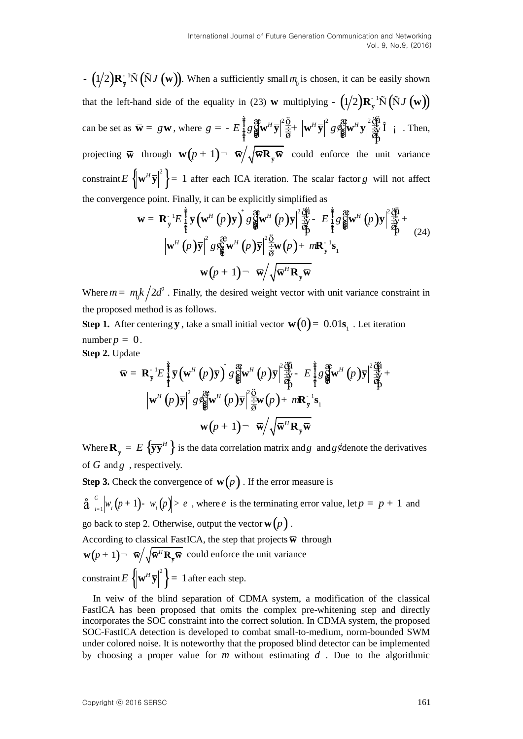$-\left(1/2\right)\mathbf{R}_{\bar{\mathbf{y}}}^{-1}\nabla\left(\nabla J\left(\mathbf{w}\right)\right)$. When a sufficiently small $m_0$ is chosen, it can be easily shown that the left-hand side of the equality in (23) $\mathbf{w}$ multiplying $-\left(1/2\right)\mathbf{R}_{\bar{\mathbf{y}}}^{-1}\nabla\left(\nabla J\left(\mathbf{w}\right)\right)$ can be set as $\bar{\mathbf{w}} = g\mathbf{w}$, where $g = -E\left\{g\left(\left|\mathbf{w}^H\bar{\mathbf{y}}\right|^2\right) + \left|\mathbf{w}^H\bar{\mathbf{y}}\right|^2 g'\left(\left|\mathbf{w}^H\mathbf{y}\right|^2\right)\right\} \in ¡$ . Then, projecting $\bar{\mathbf{w}}$ through $\mathbf{w}\left(p+1\right) \leftarrow \bar{\mathbf{w}}/\sqrt{\bar{\mathbf{w}}\mathbf{R}_{\bar{\mathbf{y}}}\bar{\mathbf{w}}}$ could enforce the unit variance constraint $E\left\{\left|\mathbf{w}^H\bar{\mathbf{y}}\right|^2\right\} = 1$ after each ICA iteration. The scalar factor $g$ will not affect the convergence point. Finally, it can be explicitly simplified as

$$
\begin{gathered}
\bar{\mathbf{w}} = \mathbf{R}_{\bar{\mathbf{y}}}^{-1}E\left\{\bar{\mathbf{y}}\left(\mathbf{w}^H\left(p\right)\bar{\mathbf{y}}\right)^* g\left(\left|\mathbf{w}^H\left(p\right)\bar{\mathbf{y}}\right|^2\right)\right\} - E\left\{g\left(\left|\mathbf{w}^H\left(p\right)\bar{\mathbf{y}}\right|^2\right)\right\} + \\
\left|\mathbf{w}^H\left(p\right)\bar{\mathbf{y}}\right|^2 g'\left(\left|\mathbf{w}^H\left(p\right)\bar{\mathbf{y}}\right|^2\right)\mathbf{w}\left(p\right) + m\mathbf{R}_{\bar{\mathbf{y}}}^{-1}\mathbf{s}_1 \\
\mathbf{w}\left(p+1\right) \leftarrow \bar{\mathbf{w}}/\sqrt{\bar{\mathbf{w}}^H\mathbf{R}_{\bar{\mathbf{y}}}\bar{\mathbf{w}}}
\end{gathered}
\tag{24}
$$

Where $m = m_0 k/2d^2$ . Finally, the desired weight vector with unit variance constraint in the proposed method is as follows.

**Step 1.** After centering $\bar{\mathbf{y}}$, take a small initial vector $\mathbf{w}\left(0\right) = 0.01\mathbf{s}_1$ . Let iteration number $p = 0$.

**Step 2.** Update

$$
\begin{gathered}
\bar{\mathbf{w}} = \mathbf{R}_{\bar{\mathbf{y}}}^{-1}E\left\{\bar{\mathbf{y}}\left(\mathbf{w}^H\left(p\right)\bar{\mathbf{y}}\right)^* g\left(\left|\mathbf{w}^H\left(p\right)\bar{\mathbf{y}}\right|^2\right)\right\} - E\left\{g\left(\left|\mathbf{w}^H\left(p\right)\bar{\mathbf{y}}\right|^2\right)\right\} + \\
\left|\mathbf{w}^H\left(p\right)\bar{\mathbf{y}}\right|^2 g'\left(\left|\mathbf{w}^H\left(p\right)\bar{\mathbf{y}}\right|^2\right)\mathbf{w}\left(p\right) + m\mathbf{R}_{\bar{\mathbf{y}}}^{-1}\mathbf{s}_1 \\
\mathbf{w}\left(p+1\right) \leftarrow \bar{\mathbf{w}}/\sqrt{\bar{\mathbf{w}}^H\mathbf{R}_{\bar{\mathbf{y}}}\bar{\mathbf{w}}}
\end{gathered}
$$

Where $\mathbf{R}_{\bar{\mathbf{y}}} = E\left\{\bar{\mathbf{y}}\bar{\mathbf{y}}^H\right\}$ is the data correlation matrix and $g$ and $g'$ denote the derivatives of $G$ and $g$ , respectively.

**Step 3.** Check the convergence of $\mathbf{w}\left(p\right)$ . If the error measure is $\sum_{i=1}^{C}\left|w_i\left(p+1\right) - w_i\left(p\right)\right| > e$ , where $e$ is the terminating error value, let $p = p+1$ and go back to step 2. Otherwise, output the vector $\mathbf{w}\left(p\right)$ .

According to classical FastICA, the step that projects $\bar{\mathbf{w}}$ through $\mathbf{w}\left(p+1\right) \leftarrow \bar{\mathbf{w}}/\sqrt{\bar{\mathbf{w}}^H\mathbf{R}_{\bar{\mathbf{y}}}\bar{\mathbf{w}}}$ could enforce the unit variance constraint $E\left\{\left|\mathbf{w}^H\bar{\mathbf{y}}\right|^2\right\} = 1$ after each step.

In veiw of the blind separation of CDMA system, a modification of the classical FastICA has been proposed that omits the complex pre-whitening step and directly incorporates the SOC constraint into the correct solution. In CDMA system, the proposed SOC-FastICA detection is developed to combat small-to-medium, norm-bounded SWM under colored noise. It is noteworthy that the proposed blind detector can be implemented by choosing a proper value for $m$ without estimating $d$ . Due to the algorithmic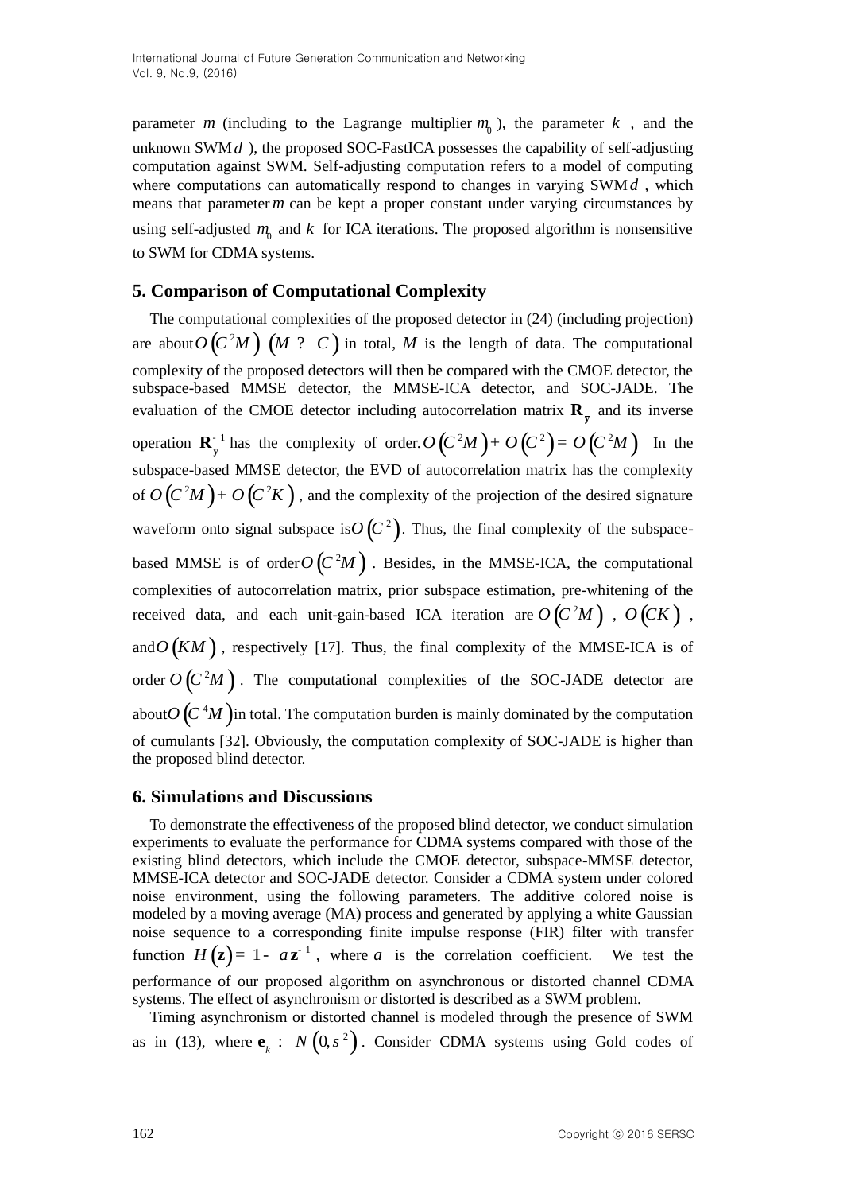parameter $m$ (including to the Lagrange multiplier $m_0$ ), the parameter $k$ , and the unknown SWM $d$ ), the proposed SOC-FastICA possesses the capability of self-adjusting computation against SWM. Self-adjusting computation refers to a model of computing where computations can automatically respond to changes in varying SWM $d$ , which means that parameter $m$ can be kept a proper constant under varying circumstances by using self-adjusted $m_0$ and $k$ for ICA iterations. The proposed algorithm is nonsensitive to SWM for CDMA systems.

## 5. Comparison of Computational Complexity

The computational complexities of the proposed detector in (24) (including projection) are about $O\left(C^2M\right)$ $\left(M \gg C\right)$ in total, $M$ is the length of data. The computational complexity of the proposed detectors will then be compared with the CMOE detector, the subspace-based MMSE detector, the MMSE-ICA detector, and SOC-JADE. The evaluation of the CMOE detector including autocorrelation matrix $\mathbf{R}_{\mathbf{y}}$ and its inverse operation $\mathbf{R}_{\mathbf{y}}^{-1}$ has the complexity of order. $O\left(C^2M\right)+O\left(C^2\right)=O\left(C^2M\right)$ In the subspace-based MMSE detector, the EVD of autocorrelation matrix has the complexity of $O\left(C^2M\right)+O\left(C^2K\right)$ , and the complexity of the projection of the desired signature waveform onto signal subspace is $O\left(C^2\right)$. Thus, the final complexity of the subspace-based MMSE is of order $O\left(C^2M\right)$ . Besides, in the MMSE-ICA, the computational complexities of autocorrelation matrix, prior subspace estimation, pre-whitening of the received data, and each unit-gain-based ICA iteration are $O\left(C^2M\right)$ , $O\left(CK\right)$ , and $O\left(KM\right)$ , respectively [17]. Thus, the final complexity of the MMSE-ICA is of order $O\left(C^2M\right)$ . The computational complexities of the SOC-JADE detector are about $O\left(C^4M\right)$ in total. The computation burden is mainly dominated by the computation of cumulants [32]. Obviously, the computation complexity of SOC-JADE is higher than the proposed blind detector.

## 6. Simulations and Discussions

To demonstrate the effectiveness of the proposed blind detector, we conduct simulation experiments to evaluate the performance for CDMA systems compared with those of the existing blind detectors, which include the CMOE detector, subspace-MMSE detector, MMSE-ICA detector and SOC-JADE detector. Consider a CDMA system under colored noise environment, using the following parameters. The additive colored noise is modeled by a moving average (MA) process and generated by applying a white Gaussian noise sequence to a corresponding finite impulse response (FIR) filter with transfer function $H\left(\mathbf{z}\right)=1-a\mathbf{z}^{-1}$ , where $a$ is the correlation coefficient. We test the performance of our proposed algorithm on asynchronous or distorted channel CDMA systems. The effect of asynchronism or distorted is described as a SWM problem.

Timing asynchronism or distorted channel is modeled through the presence of SWM as in (13), where $\mathbf{e}_k \sim N\left(0,s^2\right)$ . Consider CDMA systems using Gold codes of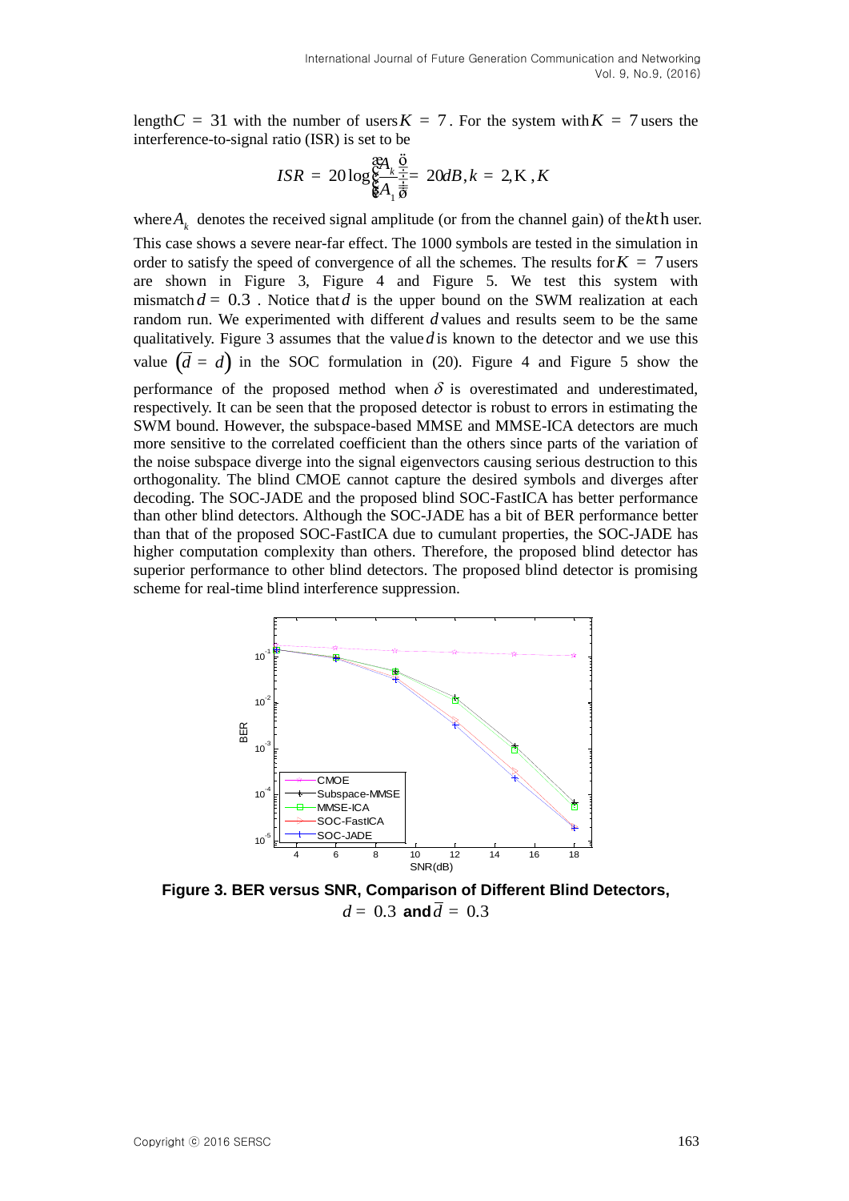length $C = 31$ with the number of users $K = 7$. For the system with $K = 7$ users the interference-to-signal ratio (ISR) is set to be

$$ISR = 20\log\left(\frac{A_k}{A_1}\right) = 20dB, k = 2, \ldots, K$$

where $A_k$ denotes the received signal amplitude (or from the channel gain) of the $k$th user. This case shows a severe near-far effect. The 1000 symbols are tested in the simulation in order to satisfy the speed of convergence of all the schemes. The results for $K = 7$ users are shown in Figure 3, Figure 4 and Figure 5. We test this system with mismatch $d = 0.3$. Notice that $d$ is the upper bound on the SWM realization at each random run. We experimented with different $d$ values and results seem to be the same qualitatively. Figure 3 assumes that the value $d$ is known to the detector and we use this value $(\bar{d} = d)$ in the SOC formulation in (20). Figure 4 and Figure 5 show the performance of the proposed method when $\delta$ is overestimated and underestimated, respectively. It can be seen that the proposed detector is robust to errors in estimating the SWM bound. However, the subspace-based MMSE and MMSE-ICA detectors are much more sensitive to the correlated coefficient than the others since parts of the variation of the noise subspace diverge into the signal eigenvectors causing serious destruction to this orthogonality. The blind CMOE cannot capture the desired symbols and diverges after decoding. The SOC-JADE and the proposed blind SOC-FastICA has better performance than other blind detectors. Although the SOC-JADE has a bit of BER performance better than that of the proposed SOC-FastICA due to cumulant properties, the SOC-JADE has higher computation complexity than others. Therefore, the proposed blind detector has superior performance to other blind detectors. The proposed blind detector is promising scheme for real-time blind interference suppression.

**Figure 3. BER versus SNR, Comparison of Different Blind Detectors, $d = 0.3$ and $\bar{d} = 0.3$**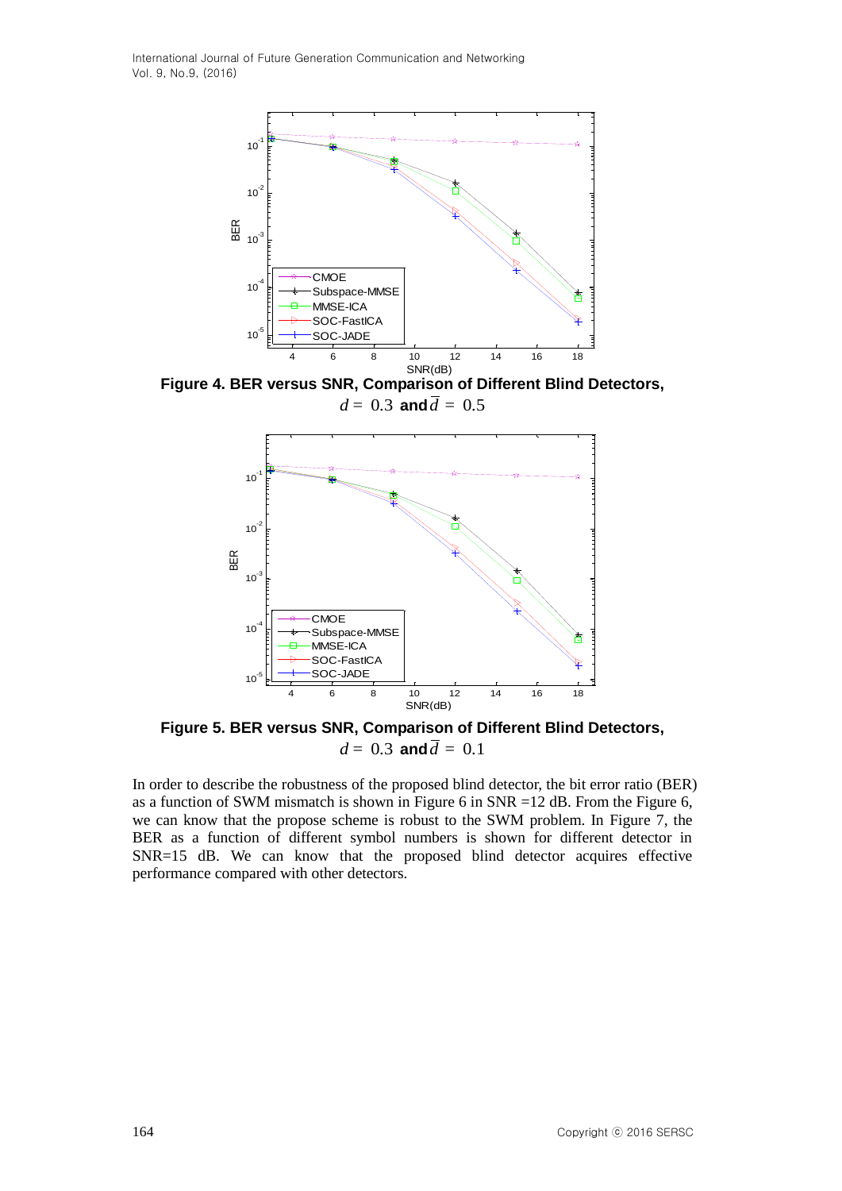**Figure 4. BER versus SNR, Comparison of Different Blind Detectors, $d = 0.3$ and $\overline{d} = 0.5$**

**Figure 5. BER versus SNR, Comparison of Different Blind Detectors, $d = 0.3$ and $\overline{d} = 0.1$**

In order to describe the robustness of the proposed blind detector, the bit error ratio (BER) as a function of SWM mismatch is shown in Figure 6 in SNR =12 dB. From the Figure 6, we can know that the propose scheme is robust to the SWM problem. In Figure 7, the BER as a function of different symbol numbers is shown for different detector in SNR=15 dB. We can know that the proposed blind detector acquires effective performance compared with other detectors.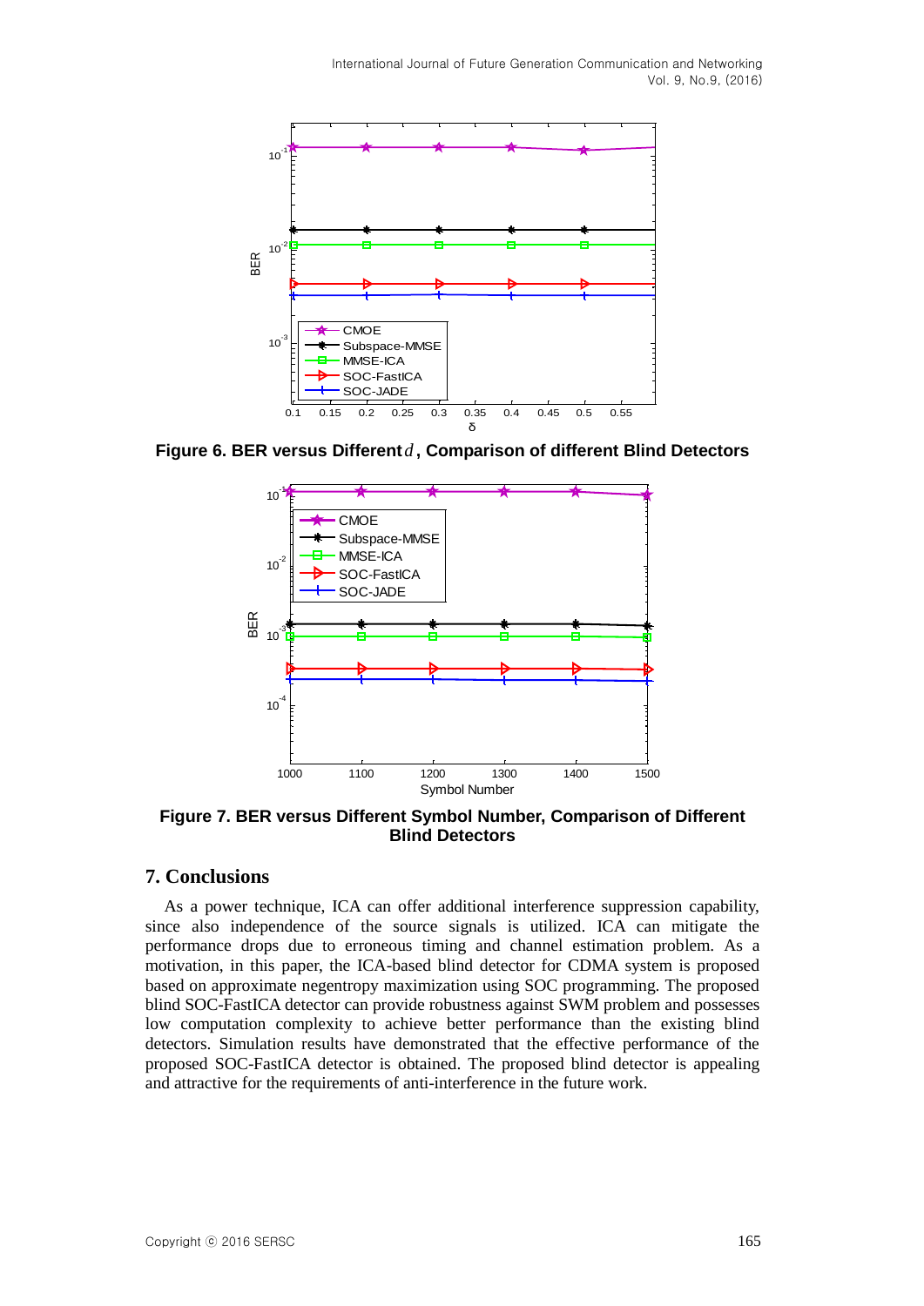**Figure 6. BER versus Different $d$, Comparison of different Blind Detectors**

**Figure 7. BER versus Different Symbol Number, Comparison of Different Blind Detectors**

## 7. Conclusions

As a power technique, ICA can offer additional interference suppression capability, since also independence of the source signals is utilized. ICA can mitigate the performance drops due to erroneous timing and channel estimation problem. As a motivation, in this paper, the ICA-based blind detector for CDMA system is proposed based on approximate negentropy maximization using SOC programming. The proposed blind SOC-FastICA detector can provide robustness against SWM problem and possesses low computation complexity to achieve better performance than the existing blind detectors. Simulation results have demonstrated that the effective performance of the proposed SOC-FastICA detector is obtained. The proposed blind detector is appealing and attractive for the requirements of anti-interference in the future work.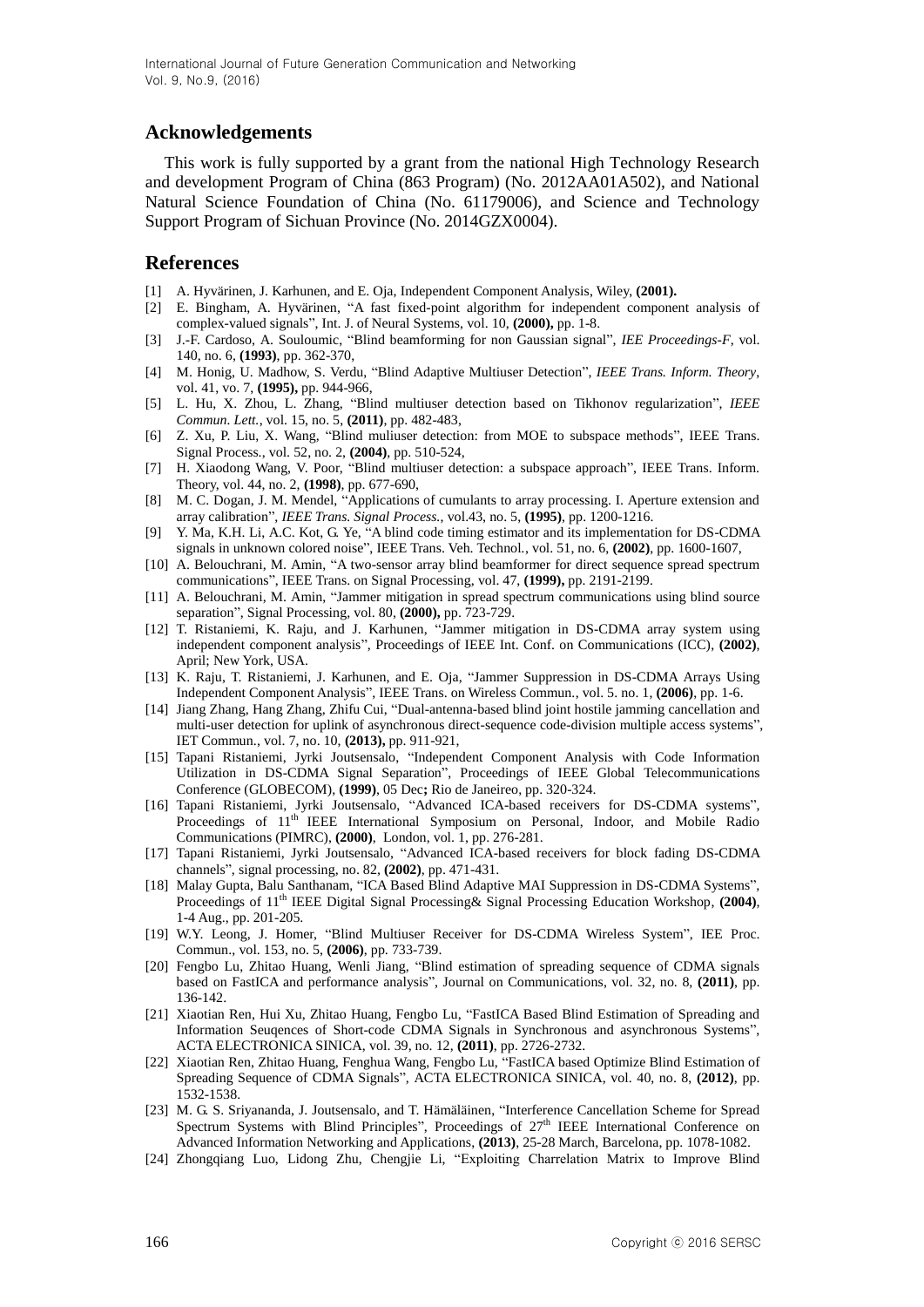## Acknowledgements

This work is fully supported by a grant from the national High Technology Research and development Program of China (863 Program) (No. 2012AA01A502), and National Natural Science Foundation of China (No. 61179006), and Science and Technology Support Program of Sichuan Province (No. 2014GZX0004).

## References

[1] A. Hyvärinen, J. Karhunen, and E. Oja, Independent Component Analysis, Wiley, **(2001).**

[2] E. Bingham, A. Hyvärinen, "A fast fixed-point algorithm for independent component analysis of complex-valued signals", Int. J. of Neural Systems, vol. 10, **(2000),** pp. 1-8.

[3] J.-F. Cardoso, A. Souloumic, "Blind beamforming for non Gaussian signal", *IEE Proceedings-F*, vol. 140, no. 6, **(1993)**, pp. 362-370,

[4] M. Honig, U. Madhow, S. Verdu, "Blind Adaptive Multiuser Detection", *IEEE Trans. Inform. Theory*, vol. 41, vo. 7, **(1995),** pp. 944-966,

[5] L. Hu, X. Zhou, L. Zhang, "Blind multiuser detection based on Tikhonov regularization", *IEEE Commun. Lett.*, vol. 15, no. 5, **(2011)**, pp. 482-483,

[6] Z. Xu, P. Liu, X. Wang, "Blind muliuser detection: from MOE to subspace methods", IEEE Trans. Signal Process., vol. 52, no. 2, **(2004)**, pp. 510-524,

[7] H. Xiaodong Wang, V. Poor, "Blind multiuser detection: a subspace approach", IEEE Trans. Inform. Theory, vol. 44, no. 2, **(1998)**, pp. 677-690,

[8] M. C. Dogan, J. M. Mendel, "Applications of cumulants to array processing. I. Aperture extension and array calibration", *IEEE Trans. Signal Process.*, vol.43, no. 5, **(1995)**, pp. 1200-1216.

[9] Y. Ma, K.H. Li, A.C. Kot, G. Ye, "A blind code timing estimator and its implementation for DS-CDMA signals in unknown colored noise", IEEE Trans. Veh. Technol., vol. 51, no. 6, **(2002)**, pp. 1600-1607,

[10] A. Belouchrani, M. Amin, "A two-sensor array blind beamformer for direct sequence spread spectrum communications", IEEE Trans. on Signal Processing, vol. 47, **(1999),** pp. 2191-2199.

[11] A. Belouchrani, M. Amin, "Jammer mitigation in spread spectrum communications using blind source separation", Signal Processing, vol. 80, **(2000),** pp. 723-729.

[12] T. Ristaniemi, K. Raju, and J. Karhunen, "Jammer mitigation in DS-CDMA array system using independent component analysis", Proceedings of IEEE Int. Conf. on Communications (ICC), **(2002)**, April; New York, USA.

[13] K. Raju, T. Ristaniemi, J. Karhunen, and E. Oja, "Jammer Suppression in DS-CDMA Arrays Using Independent Component Analysis", IEEE Trans. on Wireless Commun., vol. 5. no. 1, **(2006)**, pp. 1-6.

[14] Jiang Zhang, Hang Zhang, Zhifu Cui, "Dual-antenna-based blind joint hostile jamming cancellation and multi-user detection for uplink of asynchronous direct-sequence code-division multiple access systems", IET Commun., vol. 7, no. 10, **(2013),** pp. 911-921,

[15] Tapani Ristaniemi, Jyrki Joutsensalo, "Independent Component Analysis with Code Information Utilization in DS-CDMA Signal Separation", Proceedings of IEEE Global Telecommunications Conference (GLOBECOM), **(1999)**, 05 Dec**;** Rio de Janeireo, pp. 320-324.

[16] Tapani Ristaniemi, Jyrki Joutsensalo, "Advanced ICA-based receivers for DS-CDMA systems", Proceedings of 11th IEEE International Symposium on Personal, Indoor, and Mobile Radio Communications (PIMRC), **(2000)**, London, vol. 1, pp. 276-281.

[17] Tapani Ristaniemi, Jyrki Joutsensalo, "Advanced ICA-based receivers for block fading DS-CDMA channels", signal processing, no. 82, **(2002)**, pp. 471-431.

[18] Malay Gupta, Balu Santhanam, "ICA Based Blind Adaptive MAI Suppression in DS-CDMA Systems", Proceedings of 11th IEEE Digital Signal Processing& Signal Processing Education Workshop, **(2004)**, 1-4 Aug., pp. 201-205.

[19] W.Y. Leong, J. Homer, "Blind Multiuser Receiver for DS-CDMA Wireless System", IEE Proc. Commun., vol. 153, no. 5, **(2006)**, pp. 733-739.

[20] Fengbo Lu, Zhitao Huang, Wenli Jiang, "Blind estimation of spreading sequence of CDMA signals based on FastICA and performance analysis", Journal on Communications, vol. 32, no. 8, **(2011)**, pp. 136-142.

[21] Xiaotian Ren, Hui Xu, Zhitao Huang, Fengbo Lu, "FastICA Based Blind Estimation of Spreading and Information Seuqences of Short-code CDMA Signals in Synchronous and asynchronous Systems", ACTA ELECTRONICA SINICA, vol. 39, no. 12, **(2011)**, pp. 2726-2732.

[22] Xiaotian Ren, Zhitao Huang, Fenghua Wang, Fengbo Lu, "FastICA based Optimize Blind Estimation of Spreading Sequence of CDMA Signals", ACTA ELECTRONICA SINICA, vol. 40, no. 8, **(2012)**, pp. 1532-1538.

[23] M. G. S. Sriyananda, J. Joutsensalo, and T. Hämäläinen, "Interference Cancellation Scheme for Spread Spectrum Systems with Blind Principles", Proceedings of 27th IEEE International Conference on Advanced Information Networking and Applications, **(2013)**, 25-28 March, Barcelona, pp. 1078-1082.

[24] Zhongqiang Luo, Lidong Zhu, Chengjie Li, "Exploiting Charrelation Matrix to Improve Blind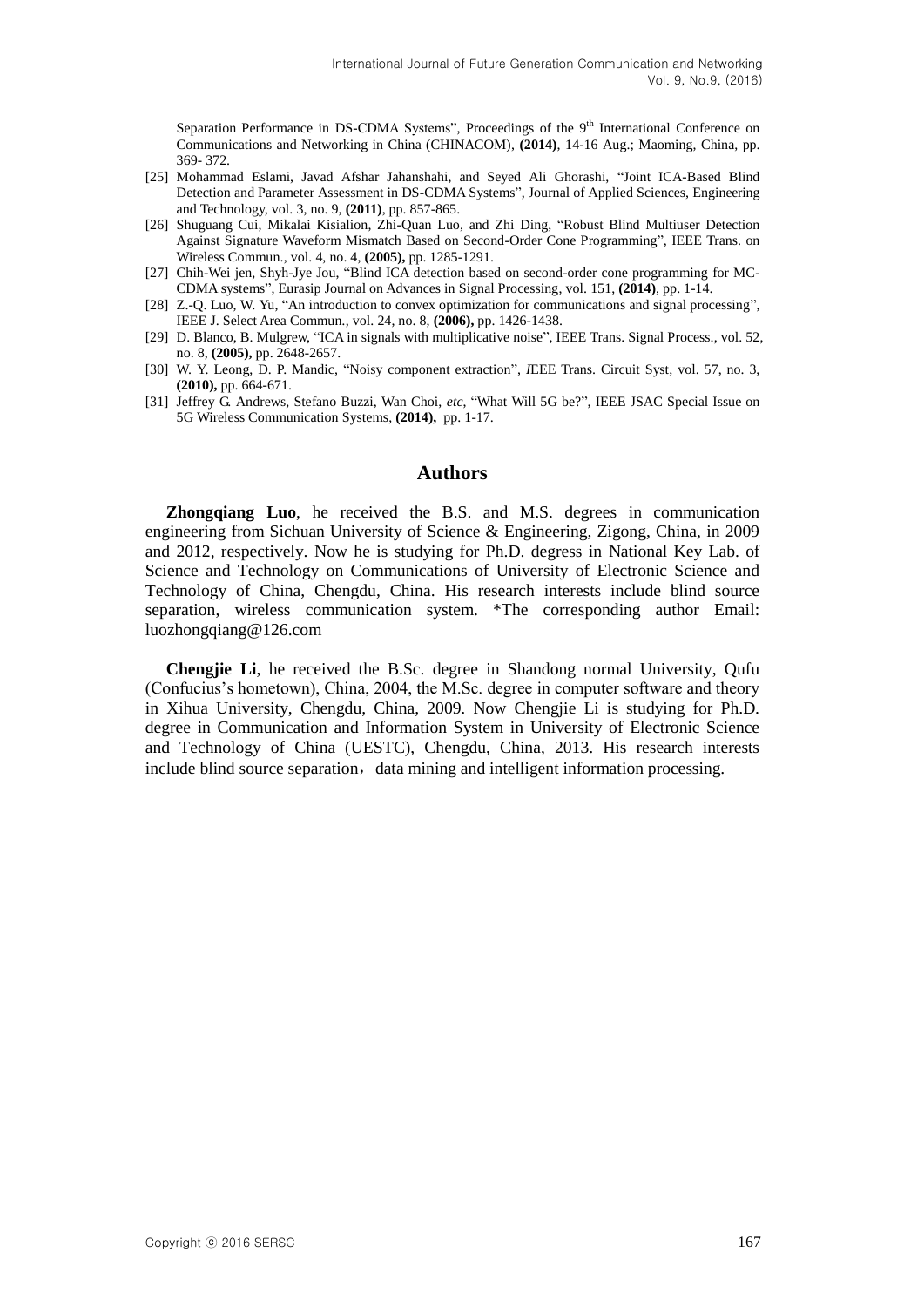Separation Performance in DS-CDMA Systems", Proceedings of the 9th International Conference on Communications and Networking in China (CHINACOM), **(2014)**, 14-16 Aug.; Maoming, China, pp. 369- 372.

[25] Mohammad Eslami, Javad Afshar Jahanshahi, and Seyed Ali Ghorashi, "Joint ICA-Based Blind Detection and Parameter Assessment in DS-CDMA Systems", Journal of Applied Sciences, Engineering and Technology, vol. 3, no. 9, **(2011)**, pp. 857-865.

[26] Shuguang Cui, Mikalai Kisialion, Zhi-Quan Luo, and Zhi Ding, "Robust Blind Multiuser Detection Against Signature Waveform Mismatch Based on Second-Order Cone Programming", IEEE Trans. on Wireless Commun., vol. 4, no. 4, **(2005),** pp. 1285-1291.

[27] Chih-Wei jen, Shyh-Jye Jou, "Blind ICA detection based on second-order cone programming for MC-CDMA systems", Eurasip Journal on Advances in Signal Processing, vol. 151, **(2014)**, pp. 1-14.

[28] Z.-Q. Luo, W. Yu, "An introduction to convex optimization for communications and signal processing", IEEE J. Select Area Commun., vol. 24, no. 8, **(2006),** pp. 1426-1438.

[29] D. Blanco, B. Mulgrew, "ICA in signals with multiplicative noise", IEEE Trans. Signal Process., vol. 52, no. 8, **(2005),** pp. 2648-2657.

[30] W. Y. Leong, D. P. Mandic, "Noisy component extraction", IEEE Trans. Circuit Syst, vol. 57, no. 3, **(2010),** pp. 664-671.

[31] Jeffrey G. Andrews, Stefano Buzzi, Wan Choi, *etc*, "What Will 5G be?", IEEE JSAC Special Issue on 5G Wireless Communication Systems, **(2014),** pp. 1-17.

## Authors

**Zhongqiang Luo**, he received the B.S. and M.S. degrees in communication engineering from Sichuan University of Science & Engineering, Zigong, China, in 2009 and 2012, respectively. Now he is studying for Ph.D. degress in National Key Lab. of Science and Technology on Communications of University of Electronic Science and Technology of China, Chengdu, China. His research interests include blind source separation, wireless communication system. *The corresponding author Email: luozhongqiang@126.com

**Chengjie Li**, he received the B.Sc. degree in Shandong normal University, Qufu (Confucius's hometown), China, 2004, the M.Sc. degree in computer software and theory in Xihua University, Chengdu, China, 2009. Now Chengjie Li is studying for Ph.D. degree in Communication and Information System in University of Electronic Science and Technology of China (UESTC), Chengdu, China, 2013. His research interests include blind source separation， data mining and intelligent information processing.